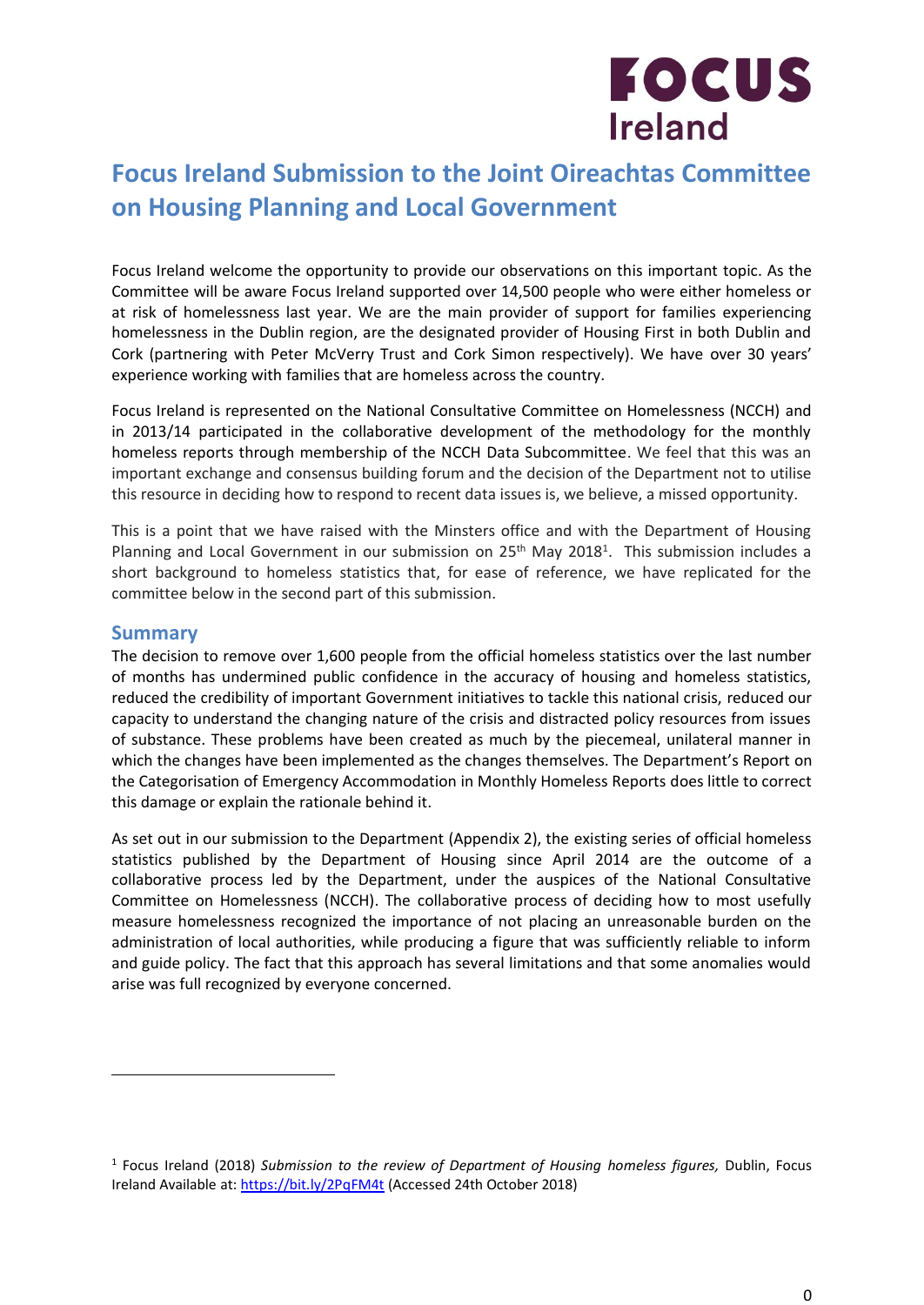# Focus Ireland Submission to the Joint Oireachtas Committee on Housing Planning and Local Government

Focus Ireland welcome the opportunity to provide our observations on this important topic. As the Committee will be aware Focus Ireland supported over 14,500 people who were either homeless or at risk of homelessness last year. We are the main provider of support for families experiencing homelessness in the Dublin region, are the designated provider of Housing First in both Dublin and Cork (partnering with Peter McVerry Trust and Cork Simon respectively). We have over 30 years' experience working with families that are homeless across the country.

Focus Ireland is represented on the National Consultative Committee on Homelessness (NCCH) and in 2013/14 participated in the collaborative development of the methodology for the monthly homeless reports through membership of the NCCH Data Subcommittee. We feel that this was an important exchange and consensus building forum and the decision of the Department not to utilise this resource in deciding how to respond to recent data issues is, we believe, a missed opportunity.

This is a point that we have raised with the Minsters office and with the Department of Housing Planning and Local Government in our submission on 25th May 2018[1]. This submission includes a short background to homeless statistics that, for ease of reference, we have replicated for the committee below in the second part of this submission.

## Summary

The decision to remove over 1,600 people from the official homeless statistics over the last number of months has undermined public confidence in the accuracy of housing and homeless statistics, reduced the credibility of important Government initiatives to tackle this national crisis, reduced our capacity to understand the changing nature of the crisis and distracted policy resources from issues of substance. These problems have been created as much by the piecemeal, unilateral manner in which the changes have been implemented as the changes themselves. The Department's Report on the Categorisation of Emergency Accommodation in Monthly Homeless Reports does little to correct this damage or explain the rationale behind it.

As set out in our submission to the Department (Appendix 2), the existing series of official homeless statistics published by the Department of Housing since April 2014 are the outcome of a collaborative process led by the Department, under the auspices of the National Consultative Committee on Homelessness (NCCH). The collaborative process of deciding how to most usefully measure homelessness recognized the importance of not placing an unreasonable burden on the administration of local authorities, while producing a figure that was sufficiently reliable to inform and guide policy. The fact that this approach has several limitations and that some anomalies would arise was full recognized by everyone concerned.

---

[1] Focus Ireland (2018) *Submission to the review of Department of Housing homeless figures,* Dublin, Focus Ireland Available at: https://bit.ly/2PqFM4t (Accessed 24th October 2018)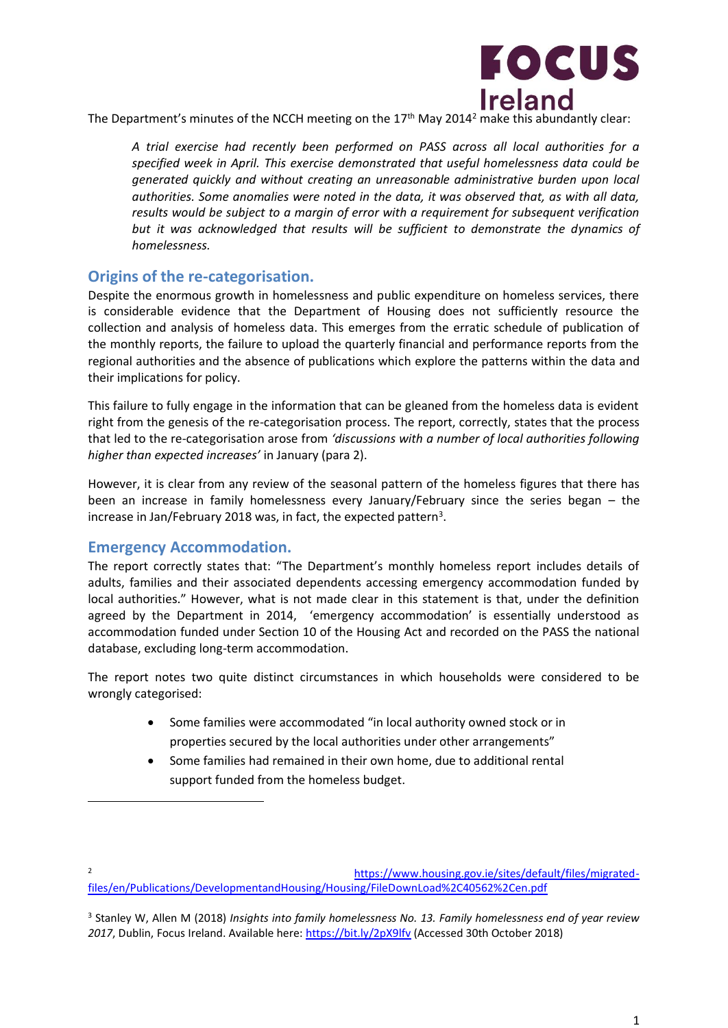The Department's minutes of the NCCH meeting on the 17th May 2014[2] make this abundantly clear:

> *A trial exercise had recently been performed on PASS across all local authorities for a specified week in April. This exercise demonstrated that useful homelessness data could be generated quickly and without creating an unreasonable administrative burden upon local authorities. Some anomalies were noted in the data, it was observed that, as with all data, results would be subject to a margin of error with a requirement for subsequent verification but it was acknowledged that results will be sufficient to demonstrate the dynamics of homelessness.*

## Origins of the re-categorisation.

Despite the enormous growth in homelessness and public expenditure on homeless services, there is considerable evidence that the Department of Housing does not sufficiently resource the collection and analysis of homeless data. This emerges from the erratic schedule of publication of the monthly reports, the failure to upload the quarterly financial and performance reports from the regional authorities and the absence of publications which explore the patterns within the data and their implications for policy.

This failure to fully engage in the information that can be gleaned from the homeless data is evident right from the genesis of the re-categorisation process. The report, correctly, states that the process that led to the re-categorisation arose from *'discussions with a number of local authorities following higher than expected increases'* in January (para 2).

However, it is clear from any review of the seasonal pattern of the homeless figures that there has been an increase in family homelessness every January/February since the series began – the increase in Jan/February 2018 was, in fact, the expected pattern[3].

## Emergency Accommodation.

The report correctly states that: "The Department's monthly homeless report includes details of adults, families and their associated dependents accessing emergency accommodation funded by local authorities." However, what is not made clear in this statement is that, under the definition agreed by the Department in 2014, 'emergency accommodation' is essentially understood as accommodation funded under Section 10 of the Housing Act and recorded on the PASS the national database, excluding long-term accommodation.

The report notes two quite distinct circumstances in which households were considered to be wrongly categorised:

- Some families were accommodated "in local authority owned stock or in properties secured by the local authorities under other arrangements"
- Some families had remained in their own home, due to additional rental support funded from the homeless budget.

---

[2] https://www.housing.gov.ie/sites/default/files/migrated-files/en/Publications/DevelopmentandHousing/Housing/FileDownLoad%2C40562%2Cen.pdf

[3] Stanley W, Allen M (2018) *Insights into family homelessness No. 13. Family homelessness end of year review 2017*, Dublin, Focus Ireland. Available here: https://bit.ly/2pX9lfv (Accessed 30th October 2018)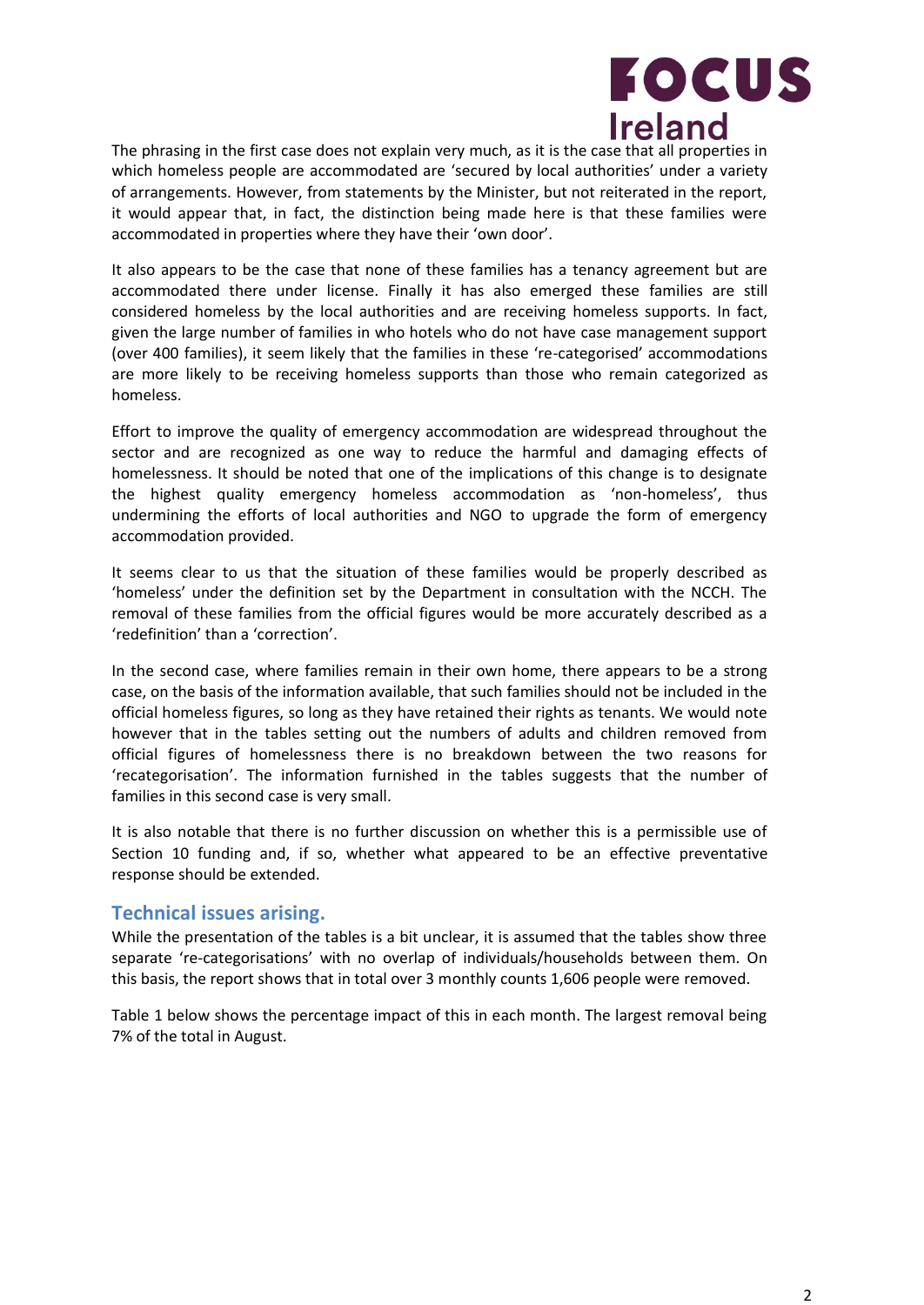The phrasing in the first case does not explain very much, as it is the case that all properties in which homeless people are accommodated are 'secured by local authorities' under a variety of arrangements. However, from statements by the Minister, but not reiterated in the report, it would appear that, in fact, the distinction being made here is that these families were accommodated in properties where they have their 'own door'.

It also appears to be the case that none of these families has a tenancy agreement but are accommodated there under license. Finally it has also emerged these families are still considered homeless by the local authorities and are receiving homeless supports. In fact, given the large number of families in who hotels who do not have case management support (over 400 families), it seem likely that the families in these 're-categorised' accommodations are more likely to be receiving homeless supports than those who remain categorized as homeless.

Effort to improve the quality of emergency accommodation are widespread throughout the sector and are recognized as one way to reduce the harmful and damaging effects of homelessness. It should be noted that one of the implications of this change is to designate the highest quality emergency homeless accommodation as 'non-homeless', thus undermining the efforts of local authorities and NGO to upgrade the form of emergency accommodation provided.

It seems clear to us that the situation of these families would be properly described as 'homeless' under the definition set by the Department in consultation with the NCCH. The removal of these families from the official figures would be more accurately described as a 'redefinition' than a 'correction'.

In the second case, where families remain in their own home, there appears to be a strong case, on the basis of the information available, that such families should not be included in the official homeless figures, so long as they have retained their rights as tenants. We would note however that in the tables setting out the numbers of adults and children removed from official figures of homelessness there is no breakdown between the two reasons for 'recategorisation'. The information furnished in the tables suggests that the number of families in this second case is very small.

It is also notable that there is no further discussion on whether this is a permissible use of Section 10 funding and, if so, whether what appeared to be an effective preventative response should be extended.

## Technical issues arising.

While the presentation of the tables is a bit unclear, it is assumed that the tables show three separate 're-categorisations' with no overlap of individuals/households between them. On this basis, the report shows that in total over 3 monthly counts 1,606 people were removed.

Table 1 below shows the percentage impact of this in each month. The largest removal being 7% of the total in August.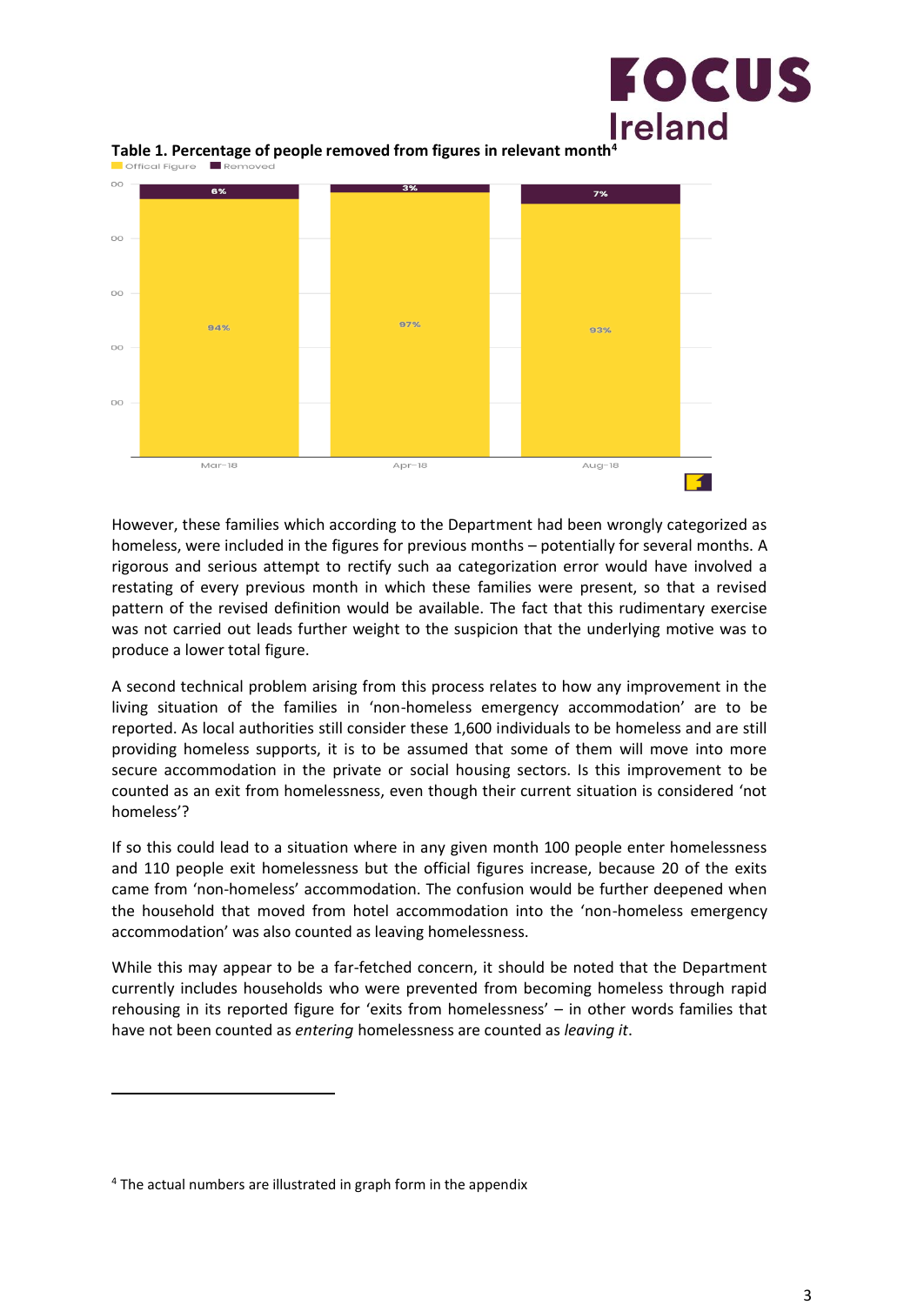**Table 1. Percentage of people removed from figures in relevant month**[4]

| | Offical Figure | Removed |
|---|---|---|
| Mar-18 | 94% | 6% |
| Apr-18 | 97% | 3% |
| Aug-18 | 93% | 7% |

However, these families which according to the Department had been wrongly categorized as homeless, were included in the figures for previous months – potentially for several months. A rigorous and serious attempt to rectify such aa categorization error would have involved a restating of every previous month in which these families were present, so that a revised pattern of the revised definition would be available. The fact that this rudimentary exercise was not carried out leads further weight to the suspicion that the underlying motive was to produce a lower total figure.

A second technical problem arising from this process relates to how any improvement in the living situation of the families in 'non-homeless emergency accommodation' are to be reported. As local authorities still consider these 1,600 individuals to be homeless and are still providing homeless supports, it is to be assumed that some of them will move into more secure accommodation in the private or social housing sectors. Is this improvement to be counted as an exit from homelessness, even though their current situation is considered 'not homeless'?

If so this could lead to a situation where in any given month 100 people enter homelessness and 110 people exit homelessness but the official figures increase, because 20 of the exits came from 'non-homeless' accommodation. The confusion would be further deepened when the household that moved from hotel accommodation into the 'non-homeless emergency accommodation' was also counted as leaving homelessness.

While this may appear to be a far-fetched concern, it should be noted that the Department currently includes households who were prevented from becoming homeless through rapid rehousing in its reported figure for 'exits from homelessness' – in other words families that have not been counted as *entering* homelessness are counted as *leaving it*.

---

[4] The actual numbers are illustrated in graph form in the appendix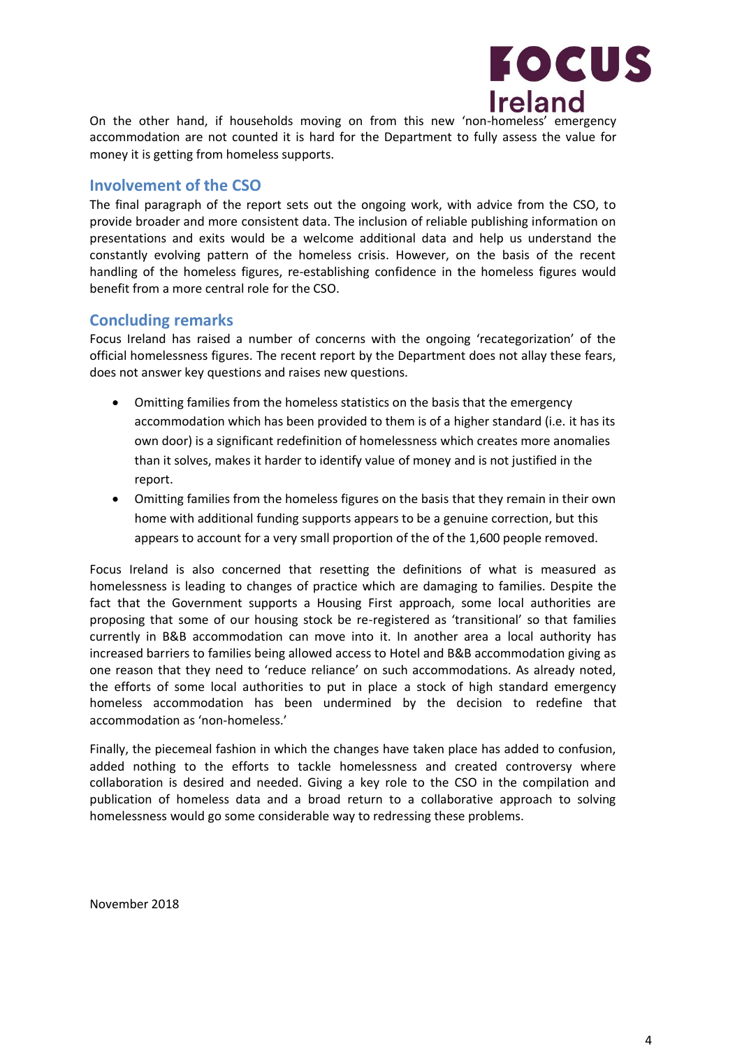On the other hand, if households moving on from this new 'non-homeless' emergency accommodation are not counted it is hard for the Department to fully assess the value for money it is getting from homeless supports.

## Involvement of the CSO

The final paragraph of the report sets out the ongoing work, with advice from the CSO, to provide broader and more consistent data. The inclusion of reliable publishing information on presentations and exits would be a welcome additional data and help us understand the constantly evolving pattern of the homeless crisis. However, on the basis of the recent handling of the homeless figures, re-establishing confidence in the homeless figures would benefit from a more central role for the CSO.

## Concluding remarks

Focus Ireland has raised a number of concerns with the ongoing 'recategorization' of the official homelessness figures. The recent report by the Department does not allay these fears, does not answer key questions and raises new questions.

- Omitting families from the homeless statistics on the basis that the emergency accommodation which has been provided to them is of a higher standard (i.e. it has its own door) is a significant redefinition of homelessness which creates more anomalies than it solves, makes it harder to identify value of money and is not justified in the report.
- Omitting families from the homeless figures on the basis that they remain in their own home with additional funding supports appears to be a genuine correction, but this appears to account for a very small proportion of the of the 1,600 people removed.

Focus Ireland is also concerned that resetting the definitions of what is measured as homelessness is leading to changes of practice which are damaging to families. Despite the fact that the Government supports a Housing First approach, some local authorities are proposing that some of our housing stock be re-registered as 'transitional' so that families currently in B&B accommodation can move into it. In another area a local authority has increased barriers to families being allowed access to Hotel and B&B accommodation giving as one reason that they need to 'reduce reliance' on such accommodations. As already noted, the efforts of some local authorities to put in place a stock of high standard emergency homeless accommodation has been undermined by the decision to redefine that accommodation as 'non-homeless.'

Finally, the piecemeal fashion in which the changes have taken place has added to confusion, added nothing to the efforts to tackle homelessness and created controversy where collaboration is desired and needed. Giving a key role to the CSO in the compilation and publication of homeless data and a broad return to a collaborative approach to solving homelessness would go some considerable way to redressing these problems.

November 2018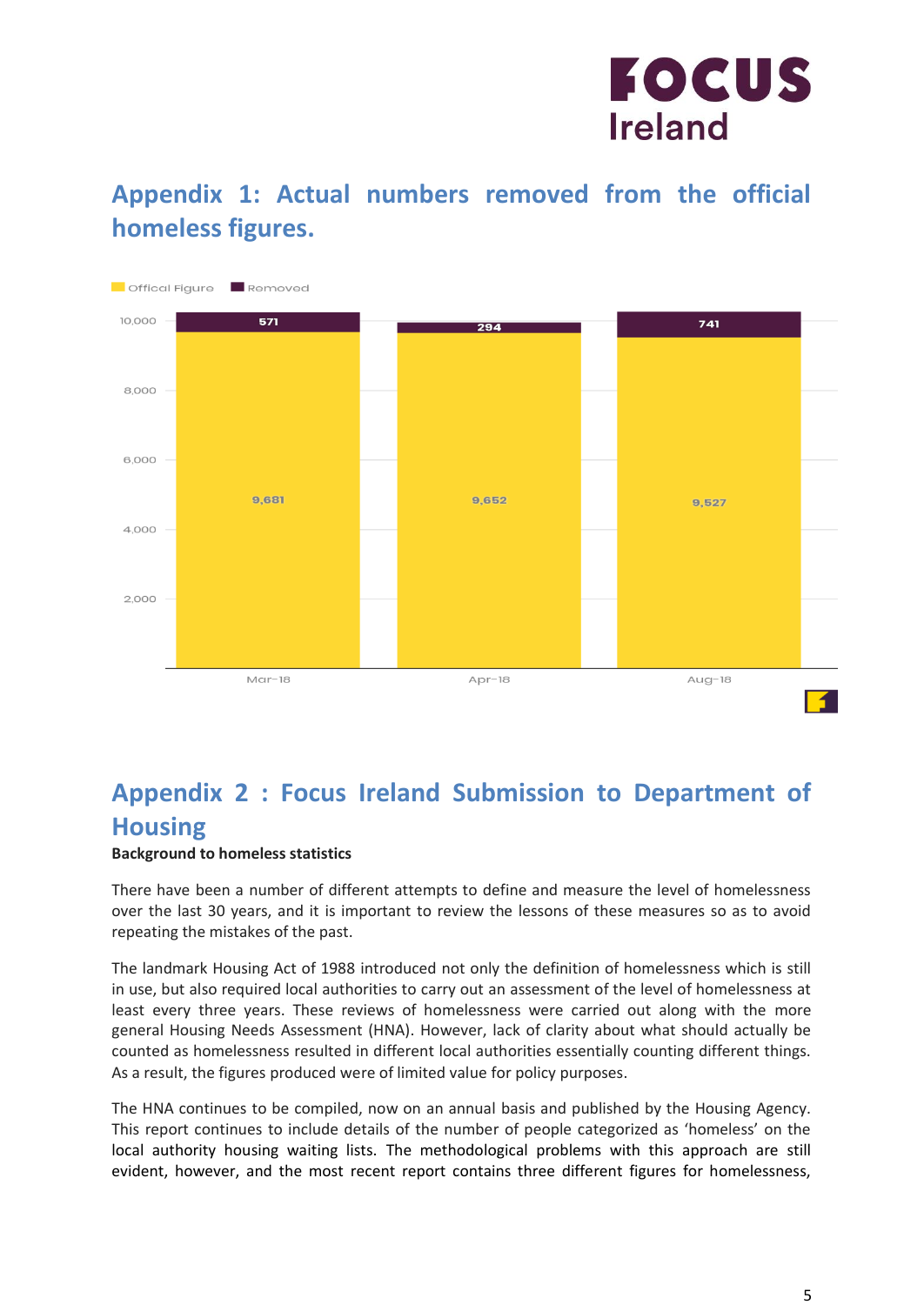## Appendix 1: Actual numbers removed from the official homeless figures.

| | Offical Figure | Removed |
|---|---|---|
| Mar-18 | 9,681 | 571 |
| Apr-18 | 9,652 | 294 |
| Aug-18 | 9,527 | 741 |

## Appendix 2 : Focus Ireland Submission to Department of Housing

**Background to homeless statistics**

There have been a number of different attempts to define and measure the level of homelessness over the last 30 years, and it is important to review the lessons of these measures so as to avoid repeating the mistakes of the past.

The landmark Housing Act of 1988 introduced not only the definition of homelessness which is still in use, but also required local authorities to carry out an assessment of the level of homelessness at least every three years. These reviews of homelessness were carried out along with the more general Housing Needs Assessment (HNA). However, lack of clarity about what should actually be counted as homelessness resulted in different local authorities essentially counting different things. As a result, the figures produced were of limited value for policy purposes.

The HNA continues to be compiled, now on an annual basis and published by the Housing Agency. This report continues to include details of the number of people categorized as 'homeless' on the local authority housing waiting lists. The methodological problems with this approach are still evident, however, and the most recent report contains three different figures for homelessness,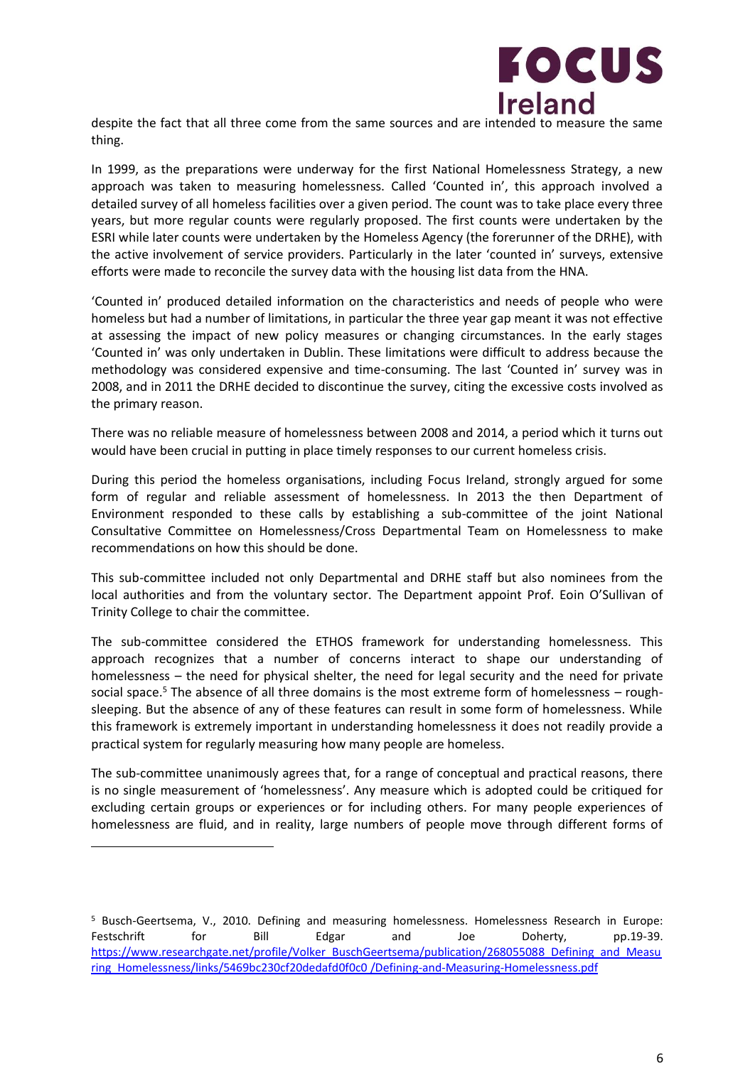despite the fact that all three come from the same sources and are intended to measure the same thing.

In 1999, as the preparations were underway for the first National Homelessness Strategy, a new approach was taken to measuring homelessness. Called 'Counted in', this approach involved a detailed survey of all homeless facilities over a given period. The count was to take place every three years, but more regular counts were regularly proposed. The first counts were undertaken by the ESRI while later counts were undertaken by the Homeless Agency (the forerunner of the DRHE), with the active involvement of service providers. Particularly in the later 'counted in' surveys, extensive efforts were made to reconcile the survey data with the housing list data from the HNA.

'Counted in' produced detailed information on the characteristics and needs of people who were homeless but had a number of limitations, in particular the three year gap meant it was not effective at assessing the impact of new policy measures or changing circumstances. In the early stages 'Counted in' was only undertaken in Dublin. These limitations were difficult to address because the methodology was considered expensive and time-consuming. The last 'Counted in' survey was in 2008, and in 2011 the DRHE decided to discontinue the survey, citing the excessive costs involved as the primary reason.

There was no reliable measure of homelessness between 2008 and 2014, a period which it turns out would have been crucial in putting in place timely responses to our current homeless crisis.

During this period the homeless organisations, including Focus Ireland, strongly argued for some form of regular and reliable assessment of homelessness. In 2013 the then Department of Environment responded to these calls by establishing a sub-committee of the joint National Consultative Committee on Homelessness/Cross Departmental Team on Homelessness to make recommendations on how this should be done.

This sub-committee included not only Departmental and DRHE staff but also nominees from the local authorities and from the voluntary sector. The Department appoint Prof. Eoin O'Sullivan of Trinity College to chair the committee.

The sub-committee considered the ETHOS framework for understanding homelessness. This approach recognizes that a number of concerns interact to shape our understanding of homelessness – the need for physical shelter, the need for legal security and the need for private social space.[5] The absence of all three domains is the most extreme form of homelessness – rough-sleeping. But the absence of any of these features can result in some form of homelessness. While this framework is extremely important in understanding homelessness it does not readily provide a practical system for regularly measuring how many people are homeless.

The sub-committee unanimously agrees that, for a range of conceptual and practical reasons, there is no single measurement of 'homelessness'. Any measure which is adopted could be critiqued for excluding certain groups or experiences or for including others. For many people experiences of homelessness are fluid, and in reality, large numbers of people move through different forms of

---

[5] Busch-Geertsema, V., 2010. Defining and measuring homelessness. Homelessness Research in Europe: Festschrift for Bill Edgar and Joe Doherty, pp.19-39. https://www.researchgate.net/profile/Volker_BuschGeertsema/publication/268055088_Defining_and_Measuring_Homelessness/links/5469bc230cf20dedafd0f0c0 /Defining-and-Measuring-Homelessness.pdf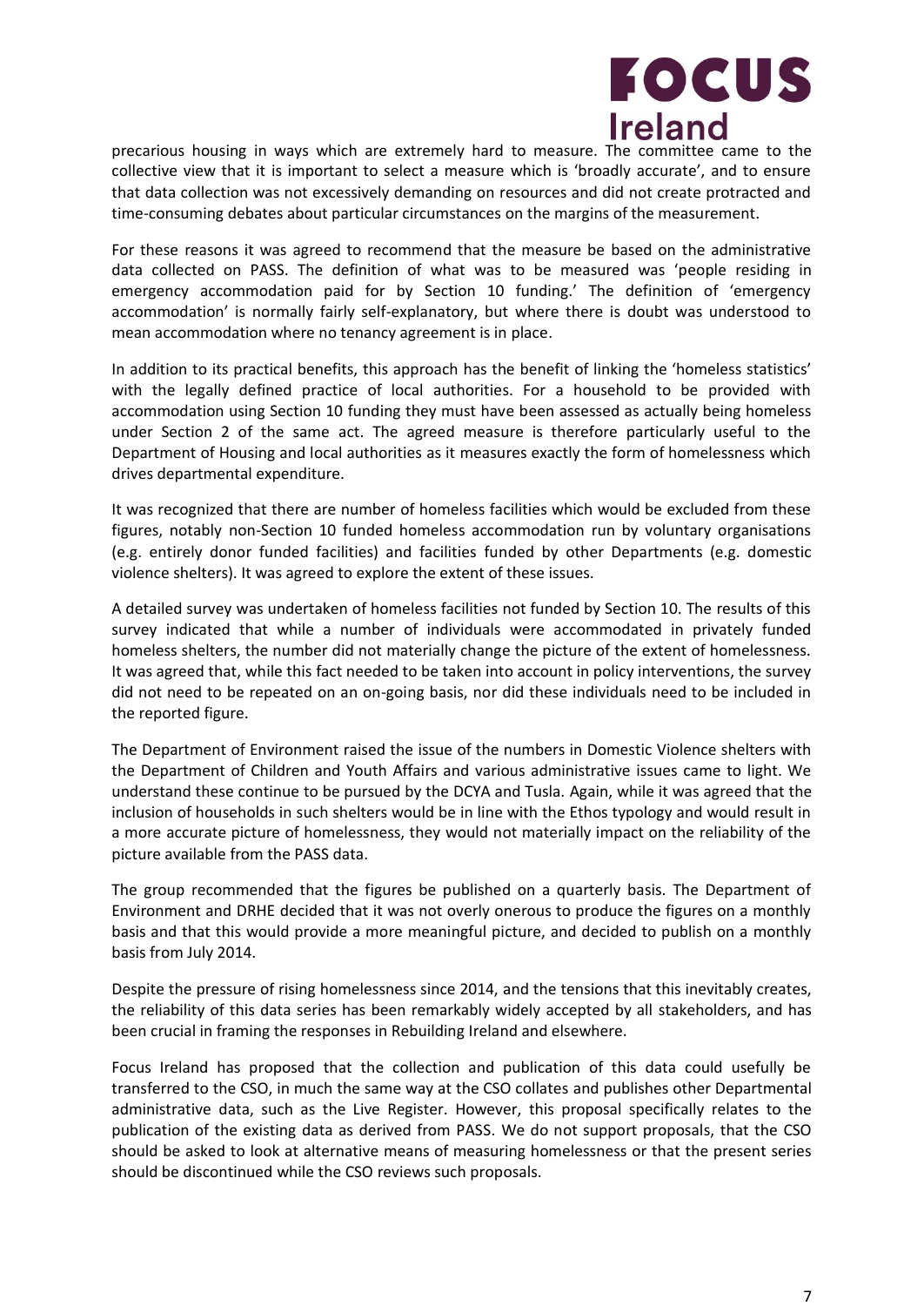precarious housing in ways which are extremely hard to measure. The committee came to the collective view that it is important to select a measure which is 'broadly accurate', and to ensure that data collection was not excessively demanding on resources and did not create protracted and time-consuming debates about particular circumstances on the margins of the measurement.

For these reasons it was agreed to recommend that the measure be based on the administrative data collected on PASS. The definition of what was to be measured was 'people residing in emergency accommodation paid for by Section 10 funding.' The definition of 'emergency accommodation' is normally fairly self-explanatory, but where there is doubt was understood to mean accommodation where no tenancy agreement is in place.

In addition to its practical benefits, this approach has the benefit of linking the 'homeless statistics' with the legally defined practice of local authorities. For a household to be provided with accommodation using Section 10 funding they must have been assessed as actually being homeless under Section 2 of the same act. The agreed measure is therefore particularly useful to the Department of Housing and local authorities as it measures exactly the form of homelessness which drives departmental expenditure.

It was recognized that there are number of homeless facilities which would be excluded from these figures, notably non-Section 10 funded homeless accommodation run by voluntary organisations (e.g. entirely donor funded facilities) and facilities funded by other Departments (e.g. domestic violence shelters). It was agreed to explore the extent of these issues.

A detailed survey was undertaken of homeless facilities not funded by Section 10. The results of this survey indicated that while a number of individuals were accommodated in privately funded homeless shelters, the number did not materially change the picture of the extent of homelessness. It was agreed that, while this fact needed to be taken into account in policy interventions, the survey did not need to be repeated on an on-going basis, nor did these individuals need to be included in the reported figure.

The Department of Environment raised the issue of the numbers in Domestic Violence shelters with the Department of Children and Youth Affairs and various administrative issues came to light. We understand these continue to be pursued by the DCYA and Tusla. Again, while it was agreed that the inclusion of households in such shelters would be in line with the Ethos typology and would result in a more accurate picture of homelessness, they would not materially impact on the reliability of the picture available from the PASS data.

The group recommended that the figures be published on a quarterly basis. The Department of Environment and DRHE decided that it was not overly onerous to produce the figures on a monthly basis and that this would provide a more meaningful picture, and decided to publish on a monthly basis from July 2014.

Despite the pressure of rising homelessness since 2014, and the tensions that this inevitably creates, the reliability of this data series has been remarkably widely accepted by all stakeholders, and has been crucial in framing the responses in Rebuilding Ireland and elsewhere.

Focus Ireland has proposed that the collection and publication of this data could usefully be transferred to the CSO, in much the same way at the CSO collates and publishes other Departmental administrative data, such as the Live Register. However, this proposal specifically relates to the publication of the existing data as derived from PASS. We do not support proposals, that the CSO should be asked to look at alternative means of measuring homelessness or that the present series should be discontinued while the CSO reviews such proposals.